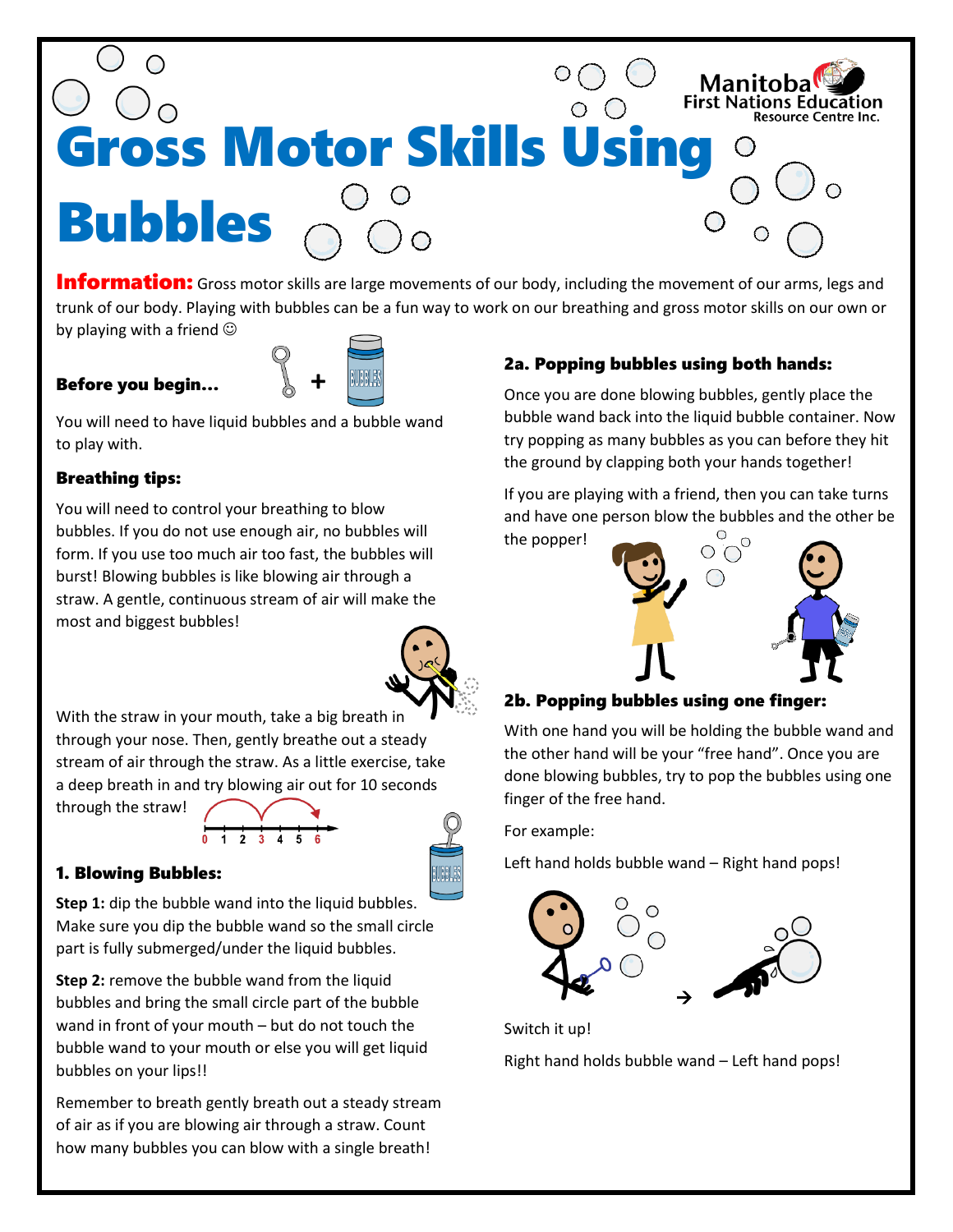# Gross Motor Skills Using Bubbles

**Information:** Gross motor skills are large movements of our body, including the movement of our arms, legs and trunk of our body. Playing with bubbles can be a fun way to work on our breathing and gross motor skills on our own or by playing with a friend ☺

### Before you begin…

You will need to have liquid bubbles and a bubble wand to play with.

### Breathing tips:

You will need to control your breathing to blow bubbles. If you do not use enough air, no bubbles will form. If you use too much air too fast, the bubbles will burst! Blowing bubbles is like blowing air through a straw. A gentle, continuous stream of air will make the most and biggest bubbles!

With the straw in your mouth, take a big breath in through your nose. Then, gently breathe out a steady stream of air through the straw. As a little exercise, take a deep breath in and try blowing air out for 10 seconds through the straw!

### 1. Blowing Bubbles:

**Step 1:** dip the bubble wand into the liquid bubbles. Make sure you dip the bubble wand so the small circle part is fully submerged/under the liquid bubbles.

**Step 2:** remove the bubble wand from the liquid bubbles and bring the small circle part of the bubble wand in front of your mouth – but do not touch the bubble wand to your mouth or else you will get liquid bubbles on your lips!!

Remember to breath gently breath out a steady stream of air as if you are blowing air through a straw. Count how many bubbles you can blow with a single breath!

### 2a. Popping bubbles using both hands:

Once you are done blowing bubbles, gently place the bubble wand back into the liquid bubble container. Now try popping as many bubbles as you can before they hit the ground by clapping both your hands together!

If you are playing with a friend, then you can take turns and have one person blow the bubbles and the other be the popper!

### 2b. Popping bubbles using one finger:

With one hand you will be holding the bubble wand and the other hand will be your "free hand". Once you are done blowing bubbles, try to pop the bubbles using one finger of the free hand.

For example:

Left hand holds bubble wand – Right hand pops!

Switch it up!

Right hand holds bubble wand – Left hand pops!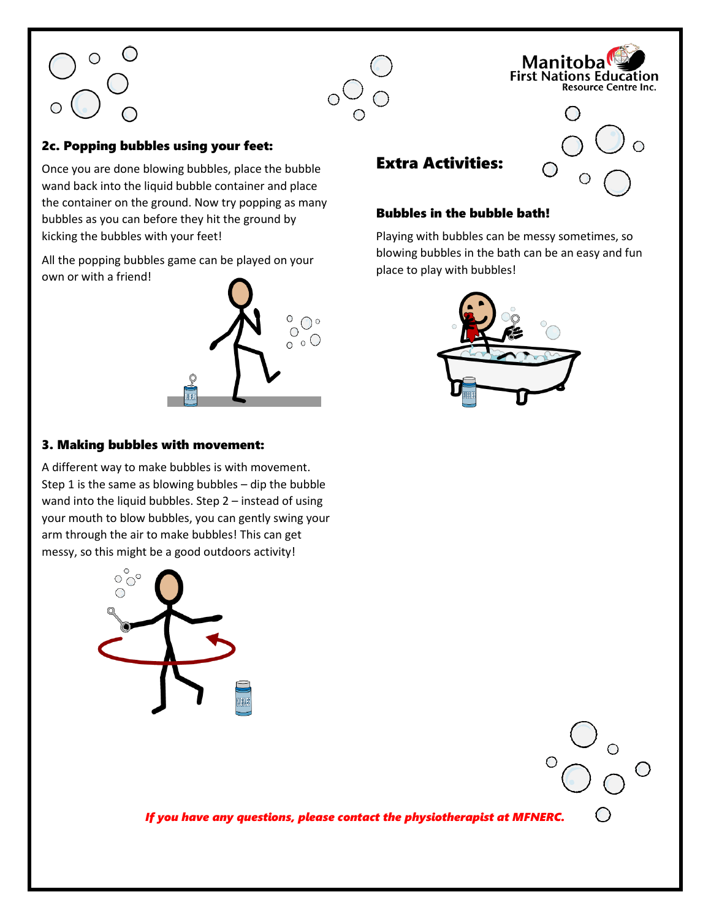## 2c. Popping bubbles using your feet:

Once you are done blowing bubbles, place the bubble wand back into the liquid bubble container and place the container on the ground. Now try popping as many bubbles as you can before they hit the ground by kicking the bubbles with your feet!

All the popping bubbles game can be played on your own or with a friend!

## 3. Making bubbles with movement:

A different way to make bubbles is with movement. Step 1 is the same as blowing bubbles – dip the bubble wand into the liquid bubbles. Step 2 – instead of using your mouth to blow bubbles, you can gently swing your arm through the air to make bubbles! This can get messy, so this might be a good outdoors activity!

## Extra Activities:

### Bubbles in the bubble bath!

Playing with bubbles can be messy sometimes, so blowing bubbles in the bath can be an easy and fun place to play with bubbles!

***If you have any questions, please contact the physiotherapist at MFNERC.***